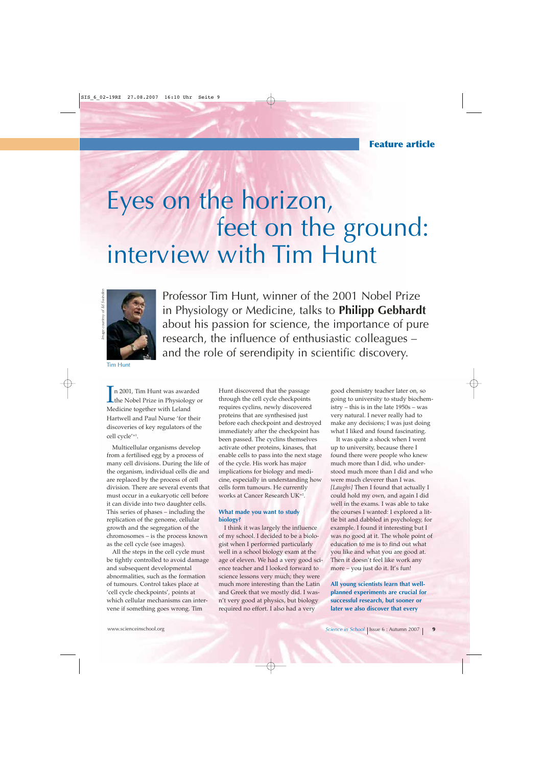Feature article

# Eyes on the horizon, feet on the ground: interview with Tim Hunt

*Image courtesy of Ed Swinden*

Tim Hunt

Professor Tim Hunt, winner of the 2001 Nobel Prize in Physiology or Medicine, talks to **Philipp Gebhardt** about his passion for science, the importance of pure research, the influence of enthusiastic colleagues – and the role of serendipity in scientific discovery.

In 2001, Tim Hunt was awarded the Nobel Prize in Physiology or Medicine together with Leland Hartwell and Paul Nurse 'for their discoveries of key regulators of the cell cycle'[w1].

Multicellular organisms develop from a fertilised egg by a process of many cell divisions. During the life of the organism, individual cells die and are replaced by the process of cell division. There are several events that must occur in a eukaryotic cell before it can divide into two daughter cells. This series of phases – including the replication of the genome, cellular growth and the segregation of the chromosomes – is the process known as the cell cycle (see images).

All the steps in the cell cycle must be tightly controlled to avoid damage and subsequent developmental abnormalities, such as the formation of tumours. Control takes place at 'cell cycle checkpoints', points at which cellular mechanisms can intervene if something goes wrong. Tim Hunt discovered that the passage through the cell cycle checkpoints requires cyclins, newly discovered proteins that are synthesised just before each checkpoint and destroyed immediately after the checkpoint has been passed. The cyclins themselves activate other proteins, kinases, that enable cells to pass into the next stage of the cycle. His work has major implications for biology and medicine, especially in understanding how cells form tumours. He currently works at Cancer Research UK[w2].

### What made you want to study biology?

I think it was largely the influence of my school. I decided to be a biologist when I performed particularly well in a school biology exam at the age of eleven. We had a very good science teacher and I looked forward to science lessons very much; they were much more interesting than the Latin and Greek that we mostly did. I wasn't very good at physics, but biology required no effort. I also had a very good chemistry teacher later on, so going to university to study biochemistry – this is in the late 1950s – was very natural. I never really had to make any decisions; I was just doing what I liked and found fascinating.

It was quite a shock when I went up to university, because there I found there were people who knew much more than I did, who understood much more than I did and who were much cleverer than I was. *[Laughs]* Then I found that actually I could hold my own, and again I did well in the exams. I was able to take the courses I wanted: I explored a little bit and dabbled in psychology, for example. I found it interesting but I was no good at it. The whole point of education to me is to find out what you like and what you are good at. Then it doesn't feel like work any more – you just do it. It's fun!

**All young scientists learn that well-planned experiments are crucial for successful research, but sooner or later we also discover that every**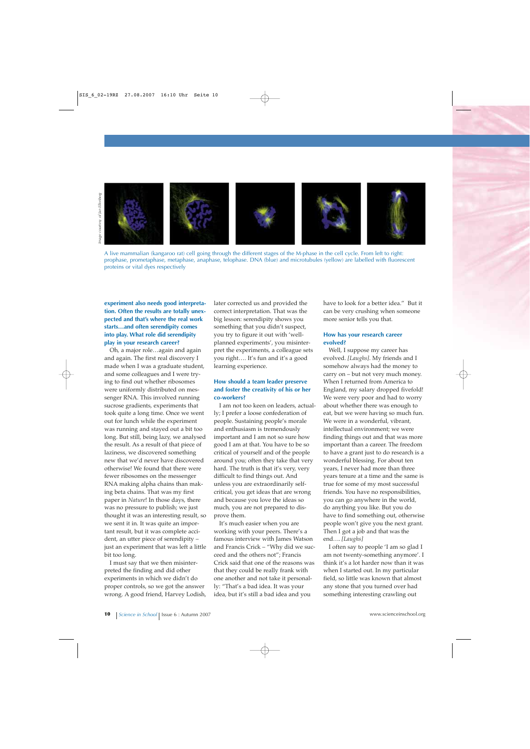A live mammalian (kangaroo rat) cell going through the different stages of the M-phase in the cell cycle. From left to right: prophase, prometaphase, metaphase, anaphase, telophase. DNA (blue) and microtubules (yellow) are labelled with fluorescent proteins or vital dyes respectively

*Image courtesy of Jan Ellenberg*

**experiment also needs good interpretation. Often the results are totally unexpected and that's where the real work starts…and often serendipity comes into play. What role did serendipity play in your research career?**

Oh, a major role…again and again and again. The first real discovery I made when I was a graduate student, and some colleagues and I were trying to find out whether ribosomes were uniformly distributed on messenger RNA. This involved running sucrose gradients, experiments that took quite a long time. Once we went out for lunch while the experiment was running and stayed out a bit too long. But still, being lazy, we analysed the result. As a result of that piece of laziness, we discovered something new that we'd never have discovered otherwise! We found that there were fewer ribosomes on the messenger RNA making alpha chains than making beta chains. That was my first paper in *Nature*! In those days, there was no pressure to publish; we just thought it was an interesting result, so we sent it in. It was quite an important result, but it was complete accident, an utter piece of serendipity – just an experiment that was left a little bit too long.

I must say that we then misinterpreted the finding and did other experiments in which we didn't do proper controls, so we got the answer wrong. A good friend, Harvey Lodish, later corrected us and provided the correct interpretation. That was the big lesson: serendipity shows you something that you didn't suspect, you try to figure it out with 'well-planned experiments', you misinterpret the experiments, a colleague sets you right…. It's fun and it's a good learning experience.

**How should a team leader preserve and foster the creativity of his or her co-workers?**

I am not too keen on leaders, actually; I prefer a loose confederation of people. Sustaining people's morale and enthusiasm is tremendously important and I am not so sure how good I am at that. You have to be so critical of yourself and of the people around you; often they take that very hard. The truth is that it's very, very difficult to find things out. And unless you are extraordinarily self-critical, you get ideas that are wrong and because you love the ideas so much, you are not prepared to disprove them.

It's much easier when you are working with your peers. There's a famous interview with James Watson and Francis Crick – "Why did we succeed and the others not"; Francis Crick said that one of the reasons was that they could be really frank with one another and not take it personally: "That's a bad idea. It was your idea, but it's still a bad idea and you have to look for a better idea." But it can be very crushing when someone more senior tells you that.

**How has your research career evolved?**

Well, I suppose my career has evolved. *[Laughs]*. My friends and I somehow always had the money to carry on – but not very much money. When I returned from America to England, my salary dropped fivefold! We were very poor and had to worry about whether there was enough to eat, but we were having so much fun. We were in a wonderful, vibrant, intellectual environment; we were finding things out and that was more important than a career. The freedom to have a grant just to do research is a wonderful blessing. For about ten years, I never had more than three years tenure at a time and the same is true for some of my most successful friends. You have no responsibilities, you can go anywhere in the world, do anything you like. But you do have to find something out, otherwise people won't give you the next grant. Then I got a job and that was the end…. *[Laughs]*

I often say to people 'I am so glad I am not twenty-something anymore'. I think it's a lot harder now than it was when I started out. In my particular field, so little was known that almost any stone that you turned over had something interesting crawling out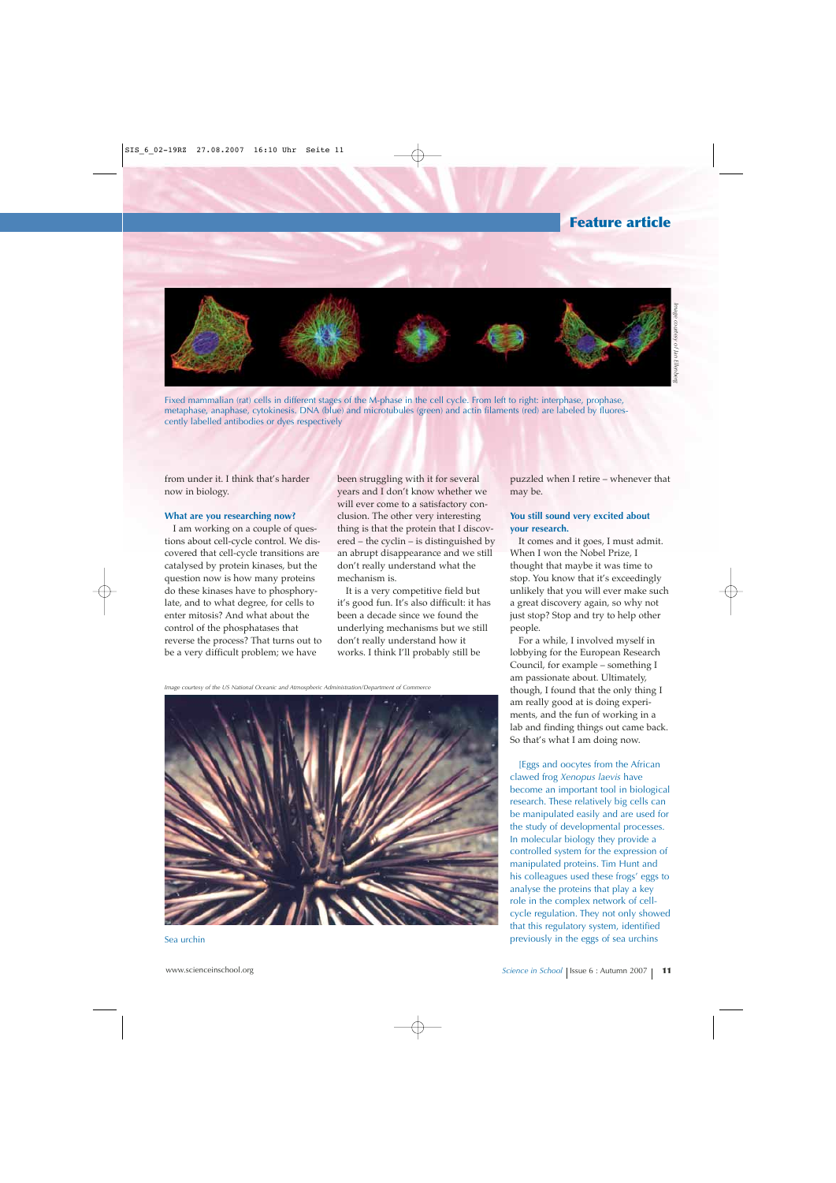Fixed mammalian (rat) cells in different stages of the M-phase in the cell cycle. From left to right: interphase, prophase, metaphase, anaphase, cytokinesis. DNA (blue) and microtubules (green) and actin filaments (red) are labeled by fluorescently labelled antibodies or dyes respectively

from under it. I think that's harder now in biology.

### What are you researching now?

I am working on a couple of questions about cell-cycle control. We discovered that cell-cycle transitions are catalysed by protein kinases, but the question now is how many proteins do these kinases have to phosphorylate, and to what degree, for cells to enter mitosis? And what about the control of the phosphatases that reverse the process? That turns out to be a very difficult problem; we have been struggling with it for several years and I don't know whether we will ever come to a satisfactory conclusion. The other very interesting thing is that the protein that I discovered – the cyclin – is distinguished by an abrupt disappearance and we still don't really understand what the mechanism is.

It is a very competitive field but it's good fun. It's also difficult: it has been a decade since we found the underlying mechanisms but we still don't really understand how it works. I think I'll probably still be puzzled when I retire – whenever that may be.

### You still sound very excited about your research.

It comes and it goes, I must admit. When I won the Nobel Prize, I thought that maybe it was time to stop. You know that it's exceedingly unlikely that you will ever make such a great discovery again, so why not just stop? Stop and try to help other people.

For a while, I involved myself in lobbying for the European Research Council, for example – something I am passionate about. Ultimately, though, I found that the only thing I am really good at is doing experiments, and the fun of working in a lab and finding things out came back. So that's what I am doing now.

[Eggs and oocytes from the African clawed frog *Xenopus laevis* have become an important tool in biological research. These relatively big cells can be manipulated easily and are used for the study of developmental processes. In molecular biology they provide a controlled system for the expression of manipulated proteins. Tim Hunt and his colleagues used these frogs' eggs to analyse the proteins that play a key role in the complex network of cell-cycle regulation. They not only showed that this regulatory system, identified previously in the eggs of sea urchins

Sea urchin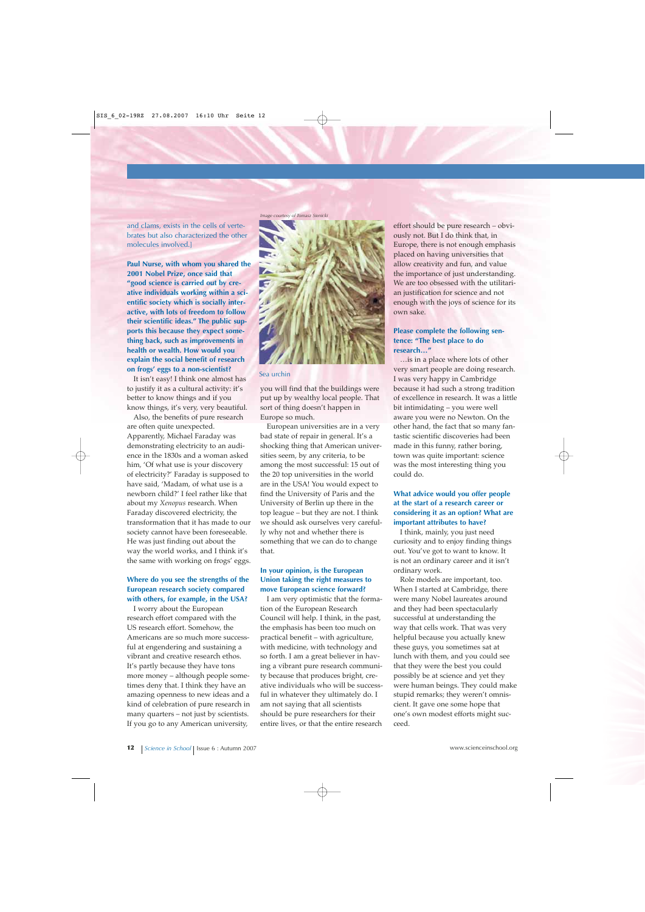and clams, exists in the cells of vertebrates but also characterized the other molecules involved.]

**Paul Nurse, with whom you shared the 2001 Nobel Prize, once said that "good science is carried out by creative individuals working within a scientific society which is socially interactive, with lots of freedom to follow their scientific ideas." The public supports this because they expect something back, such as improvements in health or wealth. How would you explain the social benefit of research on frogs' eggs to a non-scientist?**

It isn't easy! I think one almost has to justify it as a cultural activity: it's better to know things and if you know things, it's very, very beautiful.

Also, the benefits of pure research are often quite unexpected. Apparently, Michael Faraday was demonstrating electricity to an audience in the 1830s and a woman asked him, 'Of what use is your discovery of electricity?' Faraday is supposed to have said, 'Madam, of what use is a newborn child?' I feel rather like that about my *Xenopus* research. When Faraday discovered electricity, the transformation that it has made to our society cannot have been foreseeable. He was just finding out about the way the world works, and I think it's the same with working on frogs' eggs.

**Where do you see the strengths of the European research society compared with others, for example, in the USA?**

I worry about the European research effort compared with the US research effort. Somehow, the Americans are so much more successful at engendering and sustaining a vibrant and creative research ethos. It's partly because they have tons more money – although people sometimes deny that. I think they have an amazing openness to new ideas and a kind of celebration of pure research in many quarters – not just by scientists. If you go to any American university, you will find that the buildings were put up by wealthy local people. That sort of thing doesn't happen in Europe so much.

Image courtesy of Tomasz Sienicki

Sea urchin

European universities are in a very bad state of repair in general. It's a shocking thing that American universities seem, by any criteria, to be among the most successful: 15 out of the 20 top universities in the world are in the USA! You would expect to find the University of Paris and the University of Berlin up there in the top league – but they are not. I think we should ask ourselves very carefully why not and whether there is something that we can do to change that.

**In your opinion, is the European Union taking the right measures to move European science forward?**

I am very optimistic that the formation of the European Research Council will help. I think, in the past, the emphasis has been too much on practical benefit – with agriculture, with medicine, with technology and so forth. I am a great believer in having a vibrant pure research community because that produces bright, creative individuals who will be successful in whatever they ultimately do. I am not saying that all scientists should be pure researchers for their entire lives, or that the entire research effort should be pure research – obviously not. But I do think that, in Europe, there is not enough emphasis placed on having universities that allow creativity and fun, and value the importance of just understanding. We are too obsessed with the utilitarian justification for science and not enough with the joys of science for its own sake.

**Please complete the following sentence: "The best place to do research…"**

…is in a place where lots of other very smart people are doing research. I was very happy in Cambridge because it had such a strong tradition of excellence in research. It was a little bit intimidating – you were well aware you were no Newton. On the other hand, the fact that so many fantastic scientific discoveries had been made in this funny, rather boring, town was quite important: science was the most interesting thing you could do.

**What advice would you offer people at the start of a research career or considering it as an option? What are important attributes to have?**

I think, mainly, you just need curiosity and to enjoy finding things out. You've got to want to know. It is not an ordinary career and it isn't ordinary work.

Role models are important, too. When I started at Cambridge, there were many Nobel laureates around and they had been spectacularly successful at understanding the way that cells work. That was very helpful because you actually knew these guys, you sometimes sat at lunch with them, and you could see that they were the best you could possibly be at science and yet they were human beings. They could make stupid remarks; they weren't omniscient. It gave one some hope that one's own modest efforts might succeed.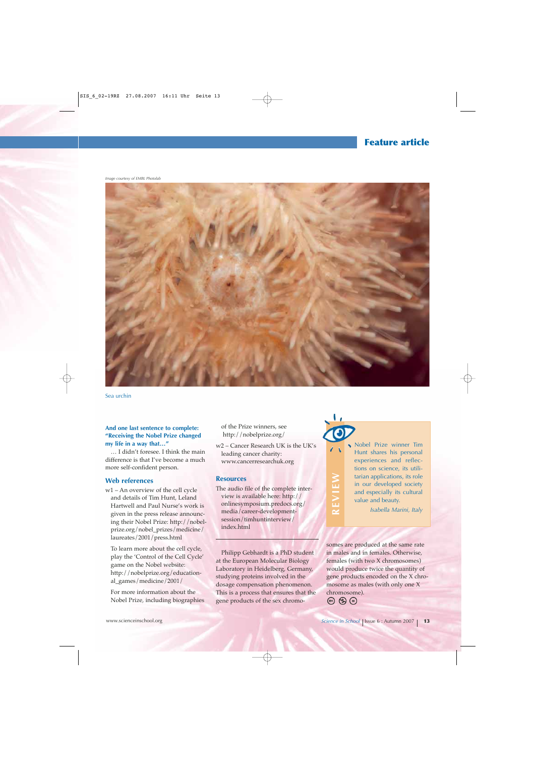Image courtesy of EMBL Photolab

Sea urchin

**And one last sentence to complete: "Receiving the Nobel Prize changed my life in a way that…"**

… I didn't foresee. I think the main difference is that I've become a much more self-confident person.

### Web references

w1 – An overview of the cell cycle and details of Tim Hunt, Leland Hartwell and Paul Nurse's work is given in the press release announcing their Nobel Prize: http://nobelprize.org/nobel_prizes/medicine/laureates/2001/press.html

To learn more about the cell cycle, play the 'Control of the Cell Cycle' game on the Nobel website: http://nobelprize.org/educational_games/medicine/2001/

For more information about the Nobel Prize, including biographies of the Prize winners, see http://nobelprize.org/

w2 – Cancer Research UK is the UK's leading cancer charity: www.cancerresearchuk.org

### Resources

The audio file of the complete interview is available here: http://onlinesymposium.predocs.org/media/career-development-session/timhuntinterview/index.html

Philipp Gebhardt is a PhD student at the European Molecular Biology Laboratory in Heidelberg, Germany, studying proteins involved in the dosage compensation phenomenon. This is a process that ensures that the gene products of the sex chromosomes are produced at the same rate in males and in females. Otherwise, females (with two X chromosomes) would produce twice the quantity of gene products encoded on the X chromosome as males (with only one X chromosome).

**REVIEW**

Nobel Prize winner Tim Hunt shares his personal experiences and reflections on science, its utilitarian applications, its role in our developed society and especially its cultural value and beauty.

*Isabella Marini, Italy*